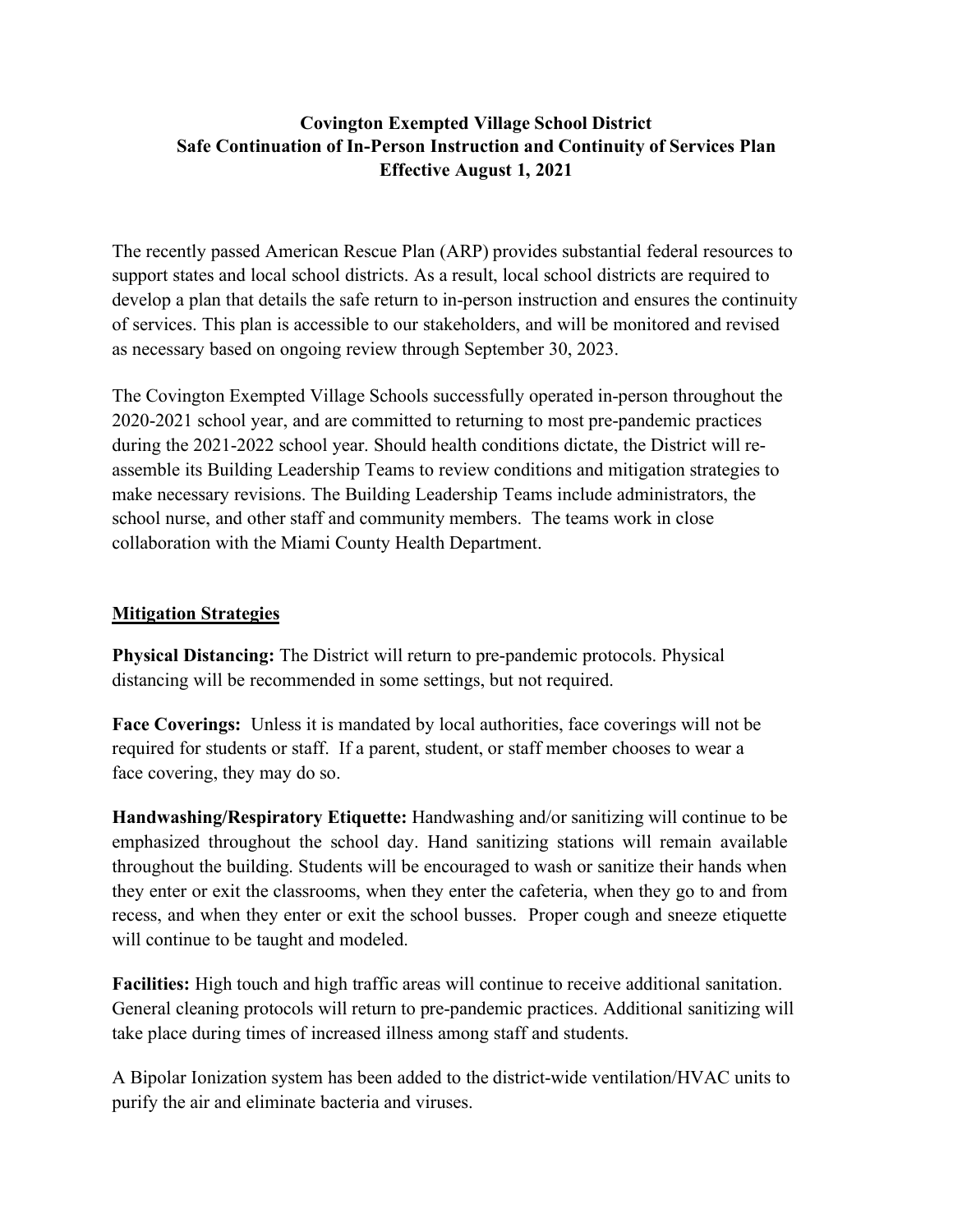# Covington Exempted Village School District
## Safe Continuation of In-Person Instruction and Continuity of Services Plan
### Effective August 1, 2021

The recently passed American Rescue Plan (ARP) provides substantial federal resources to support states and local school districts. As a result, local school districts are required to develop a plan that details the safe return to in-person instruction and ensures the continuity of services. This plan is accessible to our stakeholders, and will be monitored and revised as necessary based on ongoing review through September 30, 2023.

The Covington Exempted Village Schools successfully operated in-person throughout the 2020-2021 school year, and are committed to returning to most pre-pandemic practices during the 2021-2022 school year. Should health conditions dictate, the District will re-assemble its Building Leadership Teams to review conditions and mitigation strategies to make necessary revisions. The Building Leadership Teams include administrators, the school nurse, and other staff and community members. The teams work in close collaboration with the Miami County Health Department.

## Mitigation Strategies

**Physical Distancing:** The District will return to pre-pandemic protocols. Physical distancing will be recommended in some settings, but not required.

**Face Coverings:** Unless it is mandated by local authorities, face coverings will not be required for students or staff. If a parent, student, or staff member chooses to wear a face covering, they may do so.

**Handwashing/Respiratory Etiquette:** Handwashing and/or sanitizing will continue to be emphasized throughout the school day. Hand sanitizing stations will remain available throughout the building. Students will be encouraged to wash or sanitize their hands when they enter or exit the classrooms, when they enter the cafeteria, when they go to and from recess, and when they enter or exit the school busses. Proper cough and sneeze etiquette will continue to be taught and modeled.

**Facilities:** High touch and high traffic areas will continue to receive additional sanitation. General cleaning protocols will return to pre-pandemic practices. Additional sanitizing will take place during times of increased illness among staff and students.

A Bipolar Ionization system has been added to the district-wide ventilation/HVAC units to purify the air and eliminate bacteria and viruses.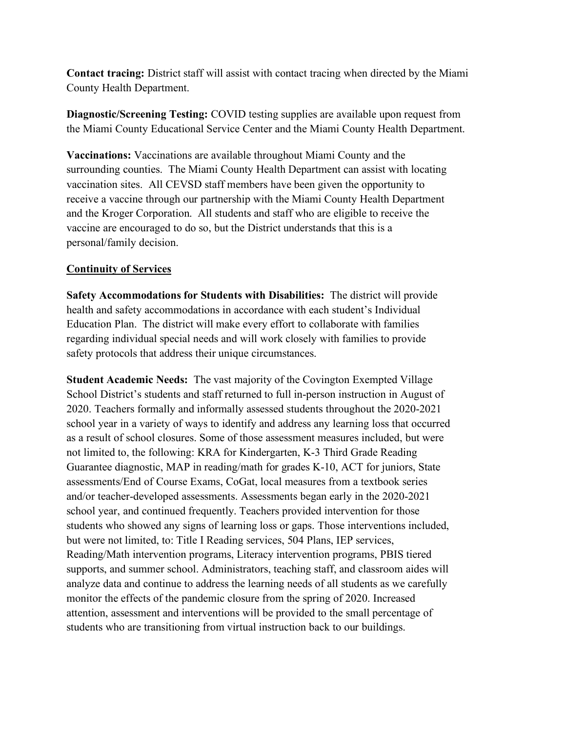**Contact tracing:** District staff will assist with contact tracing when directed by the Miami County Health Department.

**Diagnostic/Screening Testing:** COVID testing supplies are available upon request from the Miami County Educational Service Center and the Miami County Health Department.

**Vaccinations:** Vaccinations are available throughout Miami County and the surrounding counties. The Miami County Health Department can assist with locating vaccination sites. All CEVSD staff members have been given the opportunity to receive a vaccine through our partnership with the Miami County Health Department and the Kroger Corporation. All students and staff who are eligible to receive the vaccine are encouraged to do so, but the District understands that this is a personal/family decision.

## Continuity of Services

**Safety Accommodations for Students with Disabilities:** The district will provide health and safety accommodations in accordance with each student's Individual Education Plan. The district will make every effort to collaborate with families regarding individual special needs and will work closely with families to provide safety protocols that address their unique circumstances.

**Student Academic Needs:** The vast majority of the Covington Exempted Village School District's students and staff returned to full in-person instruction in August of 2020. Teachers formally and informally assessed students throughout the 2020-2021 school year in a variety of ways to identify and address any learning loss that occurred as a result of school closures. Some of those assessment measures included, but were not limited to, the following: KRA for Kindergarten, K-3 Third Grade Reading Guarantee diagnostic, MAP in reading/math for grades K-10, ACT for juniors, State assessments/End of Course Exams, CoGat, local measures from a textbook series and/or teacher-developed assessments. Assessments began early in the 2020-2021 school year, and continued frequently. Teachers provided intervention for those students who showed any signs of learning loss or gaps. Those interventions included, but were not limited, to: Title I Reading services, 504 Plans, IEP services, Reading/Math intervention programs, Literacy intervention programs, PBIS tiered supports, and summer school. Administrators, teaching staff, and classroom aides will analyze data and continue to address the learning needs of all students as we carefully monitor the effects of the pandemic closure from the spring of 2020. Increased attention, assessment and interventions will be provided to the small percentage of students who are transitioning from virtual instruction back to our buildings.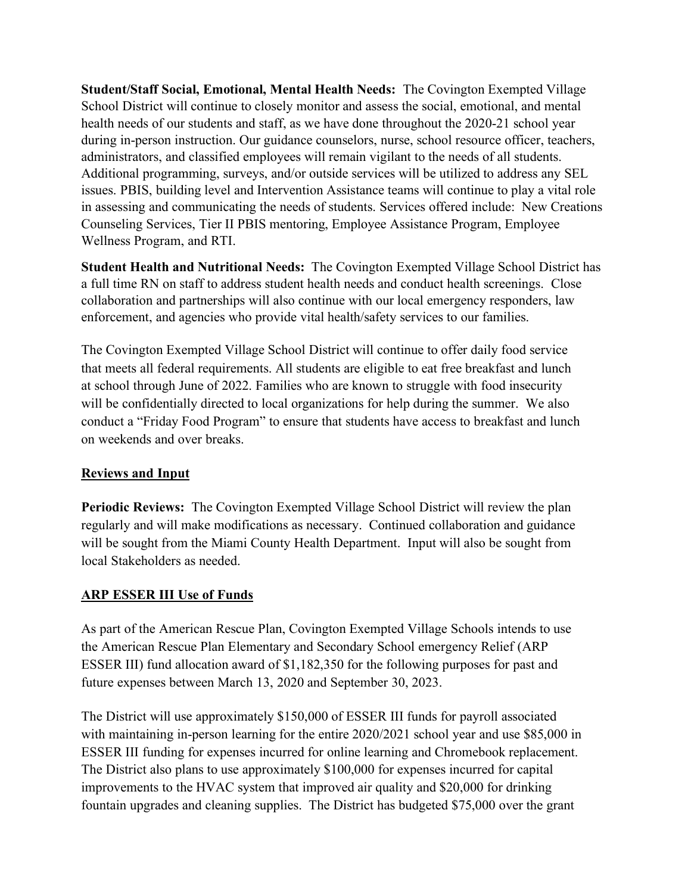**Student/Staff Social, Emotional, Mental Health Needs:** The Covington Exempted Village School District will continue to closely monitor and assess the social, emotional, and mental health needs of our students and staff, as we have done throughout the 2020-21 school year during in-person instruction. Our guidance counselors, nurse, school resource officer, teachers, administrators, and classified employees will remain vigilant to the needs of all students. Additional programming, surveys, and/or outside services will be utilized to address any SEL issues. PBIS, building level and Intervention Assistance teams will continue to play a vital role in assessing and communicating the needs of students. Services offered include: New Creations Counseling Services, Tier II PBIS mentoring, Employee Assistance Program, Employee Wellness Program, and RTI.

**Student Health and Nutritional Needs:** The Covington Exempted Village School District has a full time RN on staff to address student health needs and conduct health screenings. Close collaboration and partnerships will also continue with our local emergency responders, law enforcement, and agencies who provide vital health/safety services to our families.

The Covington Exempted Village School District will continue to offer daily food service that meets all federal requirements. All students are eligible to eat free breakfast and lunch at school through June of 2022. Families who are known to struggle with food insecurity will be confidentially directed to local organizations for help during the summer. We also conduct a "Friday Food Program" to ensure that students have access to breakfast and lunch on weekends and over breaks.

## Reviews and Input

**Periodic Reviews:** The Covington Exempted Village School District will review the plan regularly and will make modifications as necessary. Continued collaboration and guidance will be sought from the Miami County Health Department. Input will also be sought from local Stakeholders as needed.

## ARP ESSER III Use of Funds

As part of the American Rescue Plan, Covington Exempted Village Schools intends to use the American Rescue Plan Elementary and Secondary School emergency Relief (ARP ESSER III) fund allocation award of $1,182,350 for the following purposes for past and future expenses between March 13, 2020 and September 30, 2023.

The District will use approximately $150,000 of ESSER III funds for payroll associated with maintaining in-person learning for the entire 2020/2021 school year and use $85,000 in ESSER III funding for expenses incurred for online learning and Chromebook replacement. The District also plans to use approximately $100,000 for expenses incurred for capital improvements to the HVAC system that improved air quality and $20,000 for drinking fountain upgrades and cleaning supplies. The District has budgeted $75,000 over the grant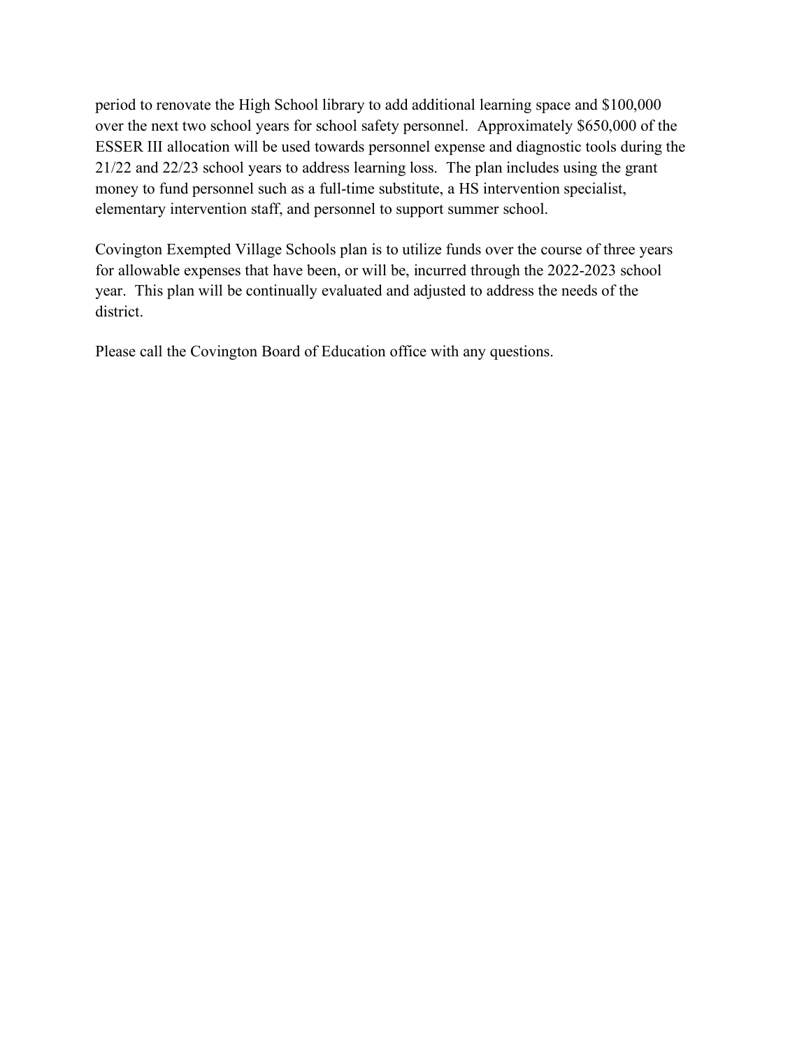period to renovate the High School library to add additional learning space and $100,000 over the next two school years for school safety personnel. Approximately $650,000 of the ESSER III allocation will be used towards personnel expense and diagnostic tools during the 21/22 and 22/23 school years to address learning loss. The plan includes using the grant money to fund personnel such as a full-time substitute, a HS intervention specialist, elementary intervention staff, and personnel to support summer school.

Covington Exempted Village Schools plan is to utilize funds over the course of three years for allowable expenses that have been, or will be, incurred through the 2022-2023 school year. This plan will be continually evaluated and adjusted to address the needs of the district.

Please call the Covington Board of Education office with any questions.